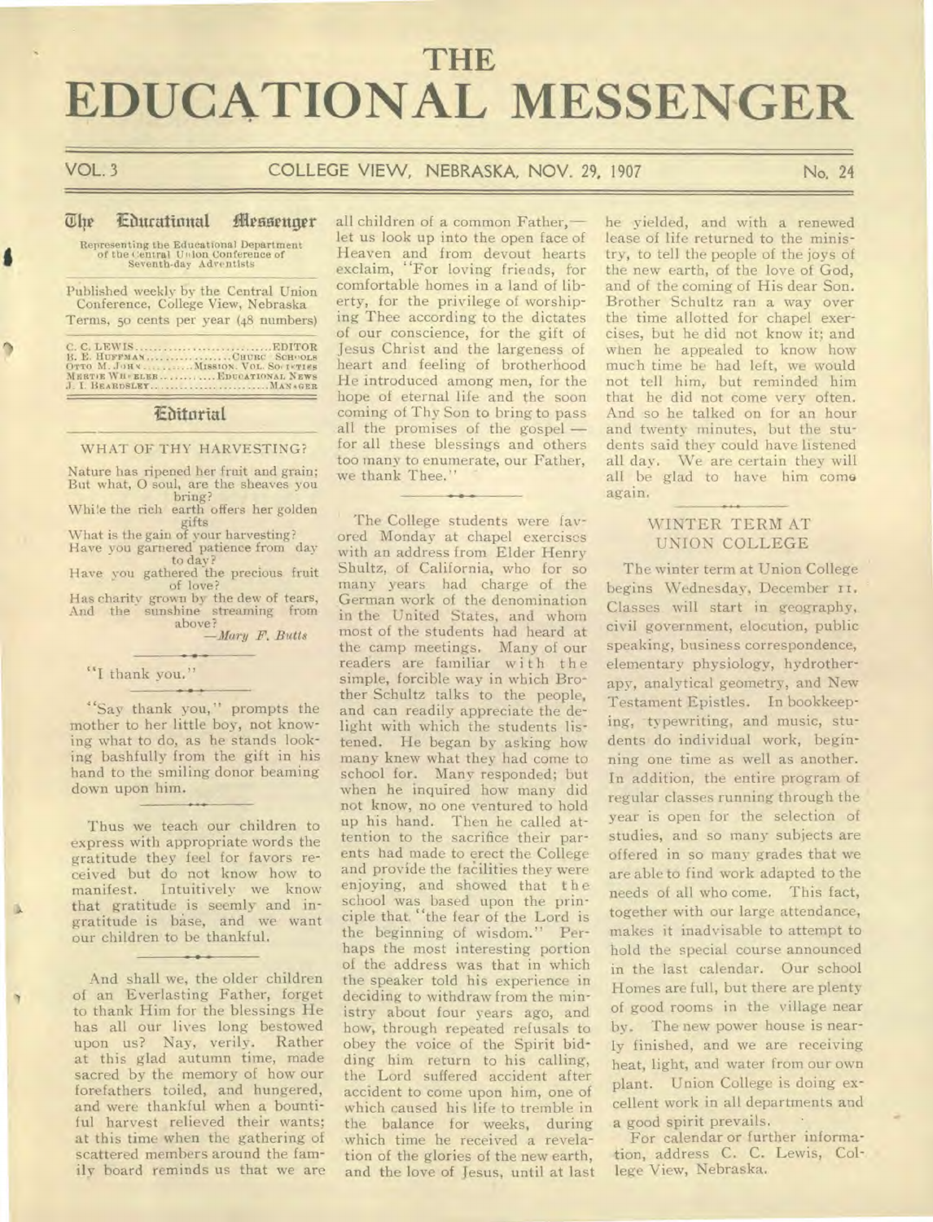# THE EDUCATIONAL MESSENGER

VOL. 3 — COLLEGE VIEW, NEBRASKA, NOV. 29, 1907 — No. 24

## The Educational Messenger

Representing the Educational Department of the Central Union Conference of Seventh-day Adventists

Published weekly by the Central Union Conference, College View, Nebraska. Terms, 50 cents per year (48 numbers)

C. C. LEWIS ........ EDITOR
B. E. HUFFMAN ........ CHURCH SCHOOLS
OTTO M. JOHN ........ MISSION. VOL. SOCIETIES
MERTIE WHEELER ........ EDUCATIONAL NEWS
J. I. BEARDSLEY ........ MANAGER

## Editorial

### WHAT OF THY HARVESTING?

Nature has ripened her fruit and grain;
But what, O soul, are the sheaves you bring?
While the rich earth offers her golden gifts
What is the gain of your harvesting?
Have you garnered patience from day to day?
Have you gathered the precious fruit of love?
Has charity grown by the dew of tears,
And the sunshine streaming from above?

—*Mary F. Butts*

---

"I thank you."

---

"Say thank you," prompts the mother to her little boy, not knowing what to do, as he stands looking bashfully from the gift in his hand to the smiling donor beaming down upon him.

Thus we teach our children to express with appropriate words the gratitude they feel for favors received but do not know how to manifest. Intuitively we know that gratitude is seemly and ingratitude is base, and we want our children to be thankful.

And shall we, the older children of an Everlasting Father, forget to thank Him for the blessings He has all our lives long bestowed upon us? Nay, verily. Rather at this glad autumn time, made sacred by the memory of how our forefathers toiled, and hungered, and were thankful when a bountiful harvest relieved their wants; at this time when the gathering of scattered members around the family board reminds us that we are all children of a common Father,—let us look up into the open face of Heaven and from devout hearts exclaim, "For loving friends, for comfortable homes in a land of liberty, for the privilege of worshiping Thee according to the dictates of our conscience, for the gift of Jesus Christ and the largeness of heart and feeling of brotherhood He introduced among men, for the hope of eternal life and the soon coming of Thy Son to bring to pass all the promises of the gospel — for all these blessings and others too many to enumerate, our Father, we thank Thee."

---

The College students were favored Monday at chapel exercises with an address from Elder Henry Shultz, of California, who for so many years had charge of the German work of the denomination in the United States, and whom most of the students had heard at the camp meetings. Many of our readers are familiar with the simple, forcible way in which Brother Schultz talks to the people, and can readily appreciate the delight with which the students listened. He began by asking how many knew what they had come to school for. Many responded; but when he inquired how many did not know, no one ventured to hold up his hand. Then he called attention to the sacrifice their parents had made to erect the College and provide the facilities they were enjoying, and showed that the school was based upon the principle that "the fear of the Lord is the beginning of wisdom." Perhaps the most interesting portion of the address was that in which the speaker told his experience in deciding to withdraw from the ministry about four years ago, and how, through repeated refusals to obey the voice of the Spirit bidding him return to his calling, the Lord suffered accident after accident to come upon him, one of which caused his life to tremble in the balance for weeks, during which time he received a revelation of the glories of the new earth, and the love of Jesus, until at last he yielded, and with a renewed lease of life returned to the ministry, to tell the people of the joys of the new earth, of the love of God, and of the coming of His dear Son. Brother Schultz ran a way over the time allotted for chapel exercises, but he did not know it; and when he appealed to know how much time he had left, we would not tell him, but reminded him that he did not come very often. And so he talked on for an hour and twenty minutes, but the students said they could have listened all day. We are certain they will all be glad to have him come again.

### WINTER TERM AT UNION COLLEGE

The winter term at Union College begins Wednesday, December 11. Classes will start in geography, civil government, elocution, public speaking, business correspondence, elementary physiology, hydrotherapy, analytical geometry, and New Testament Epistles. In bookkeeping, typewriting, and music, students do individual work, beginning one time as well as another. In addition, the entire program of regular classes running through the year is open for the selection of studies, and so many subjects are offered in so many grades that we are able to find work adapted to the needs of all who come. This fact, together with our large attendance, makes it inadvisable to attempt to hold the special course announced in the last calendar. Our school Homes are full, but there are plenty of good rooms in the village near by. The new power house is nearly finished, and we are receiving heat, light, and water from our own plant. Union College is doing excellent work in all departments and a good spirit prevails.

For calendar or further information, address C. C. Lewis, College View, Nebraska.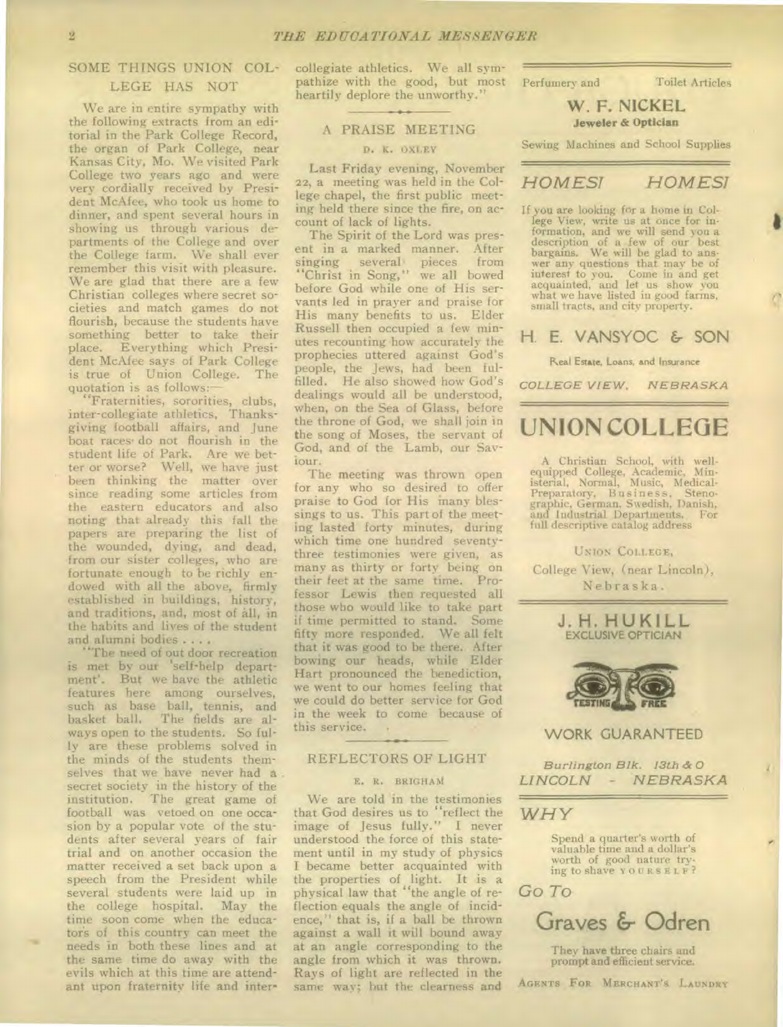## SOME THINGS UNION COLLEGE HAS NOT

We are in entire sympathy with the following extracts from an editorial in the Park College Record, the organ of Park College, near Kansas City, Mo. We visited Park College two years ago and were very cordially received by President McAfee, who took us home to dinner, and spent several hours in showing us through various departments of the College and over the College farm. We shall ever remember this visit with pleasure. We are glad that there are a few Christian colleges where secret societies and match games do not flourish, because the students have something better to take their place. Everything which President McAfee says of Park College is true of Union College. The quotation is as follows:—

"Fraternities, sororities, clubs, inter-collegiate athletics, Thanksgiving football affairs, and June boat races do not flourish in the student life of Park. Are we better or worse? Well, we have just been thinking the matter over since reading some articles from the eastern educators and also noting that already this fall the papers are preparing the list of the wounded, dying, and dead, from our sister colleges, who are fortunate enough to be richly endowed with all the above, firmly established in buildings, history, and traditions, and, most of all, in the habits and lives of the student and alumni bodies . . . .

"The need of out door recreation is met by our 'self-help department'. But we have the athletic features here among ourselves, such as base ball, tennis, and basket ball. The fields are always open to the students. So fully are these problems solved in the minds of the students themselves that we have never had a secret society in the history of the institution. The great game of football was vetoed on one occasion by a popular vote of the students after several years of fair trial and on another occasion the matter received a set back upon a speech from the President while several students were laid up in the college hospital. May the time soon come when the educators of this country can meet the needs in both these lines and at the same time do away with the evils which at this time are attendant upon fraternity life and intercollegiate athletics. We all sympathize with the good, but most heartily deplore the unworthy."

## A PRAISE MEETING

D. K. OXLEY

Last Friday evening, November 22, a meeting was held in the College chapel, the first public meeting held there since the fire, on account of lack of lights.

The Spirit of the Lord was present in a marked manner. After singing several pieces from "Christ in Song," we all bowed before God while one of His servants led in prayer and praise for His many benefits to us. Elder Russell then occupied a few minutes recounting how accurately the prophecies uttered against God's people, the Jews, had been fulfilled. He also showed how God's dealings would all be understood, when, on the Sea of Glass, before the throne of God, we shall join in the song of Moses, the servant of God, and of the Lamb, our Saviour.

The meeting was thrown open for any who so desired to offer praise to God for His many blessings to us. This part of the meeting lasted forty minutes, during which time one hundred seventy-three testimonies were given, as many as thirty or forty being on their feet at the same time. Professor Lewis then requested all those who would like to take part if time permitted to stand. Some fifty more responded. We all felt that it was good to be there. After bowing our heads, while Elder Hart pronounced the benediction, we went to our homes feeling that we could do better service for God in the week to come because of this service.

## REFLECTORS OF LIGHT

E. R. BRIGHAM

We are told in the testimonies that God desires us to "reflect the image of Jesus fully." I never understood the force of this statement until in my study of physics I became better acquainted with the properties of light. It is a physical law that "the angle of reflection equals the angle of incidence," that is, if a ball be thrown against a wall it will bound away at an angle corresponding to the angle from which it was thrown. Rays of light are reflected in the same way; but the clearness and

---

Perfumery and Toilet Articles

**W. F. NICKEL**
**Jeweler & Optician**

Sewing Machines and School Supplies

---

*HOMES! HOMES!*

If you are looking for a home in College View, write us at once for information, and we will send you a description of a few of our best bargains. We will be glad to answer any questions that may be of interest to you. Come in and get acquainted, and let us show you what we have listed in good farms, small tracts, and city property.

**H. E. VANSYOC & SON**

Real Estate, Loans, and Insurance

*COLLEGE VIEW, NEBRASKA*

---

# UNION COLLEGE

A Christian School, with well-equipped College, Academic, Ministerial, Normal, Music, Medical-Preparatory, Business, Stenographic, German, Swedish, Danish, and Industrial Departments. For full descriptive catalog address

UNION COLLEGE,
College View, (near Lincoln),
Nebraska.

---

**J. H. HUKILL**
**EXCLUSIVE OPTICIAN**

TESTING FREE

WORK GUARANTEED

*Burlington Blk. 13th & O*
*LINCOLN - NEBRASKA*

---

*WHY*

Spend a quarter's worth of valuable time and a dollar's worth of good nature trying to shave YOURSELF?

*Go To*

## Graves & Odren

They have three chairs and prompt and efficient service.

AGENTS FOR MERCHANT'S LAUNDRY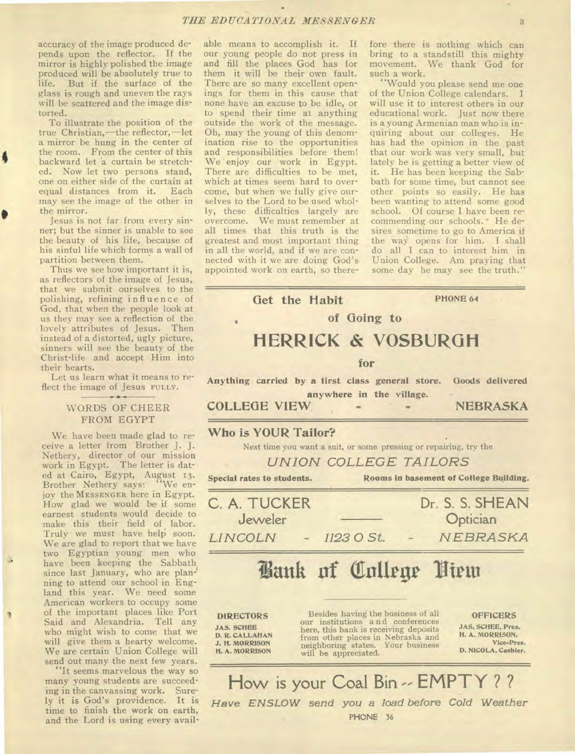accuracy of the image produced depends upon the reflector. If the mirror is highly polished the image produced will be absolutely true to life. But if the surface of the glass is rough and uneven the rays will be scattered and the image distorted.

To illustrate the position of the true Christian,—the reflector,—let a mirror be hung in the center of the room. From the center of this backward let a curtain be stretched. Now let two persons stand, one on either side of the curtain at equal distances from it. Each may see the image of the other in the mirror.

Jesus is not far from every sinner; but the sinner is unable to see the beauty of his life, because of his sinful life which forms a wall of partition between them.

Thus we see how important it is, as reflectors of the image of Jesus, that we submit ourselves to the polishing, refining influence of God, that when the people look at us they may see a reflection of the lovely attributes of Jesus. Then instead of a distorted, ugly picture, sinners will see the beauty of the Christ-life and accept Him into their hearts.

Let us learn what it means to reflect the image of Jesus FULLY.

## WORDS OF CHEER FROM EGYPT

We have been made glad to receive a letter from Brother J. J. Nethery, director of our mission work in Egypt. The letter is dated at Cairo, Egypt, August 13. Brother Nethery says: "We enjoy the MESSENGER here in Egypt. How glad we would be if some earnest students would decide to make this their field of labor. Truly we must have help soon. We are glad to report that we have two Egyptian young men who have been keeping the Sabbath since last January, who are planning to attend our school in England this year. We need some American workers to occupy some of the important places like Port Said and Alexandria. Tell any who might wish to come that we will give them a hearty welcome. We are certain Union College will send out many the next few years.

"It seems marvelous the way so many young students are succeeding in the canvassing work. Surely it is God's providence. It is time to finish the work on earth, and the Lord is using every available means to accomplish it. If our young people do not press in and fill the places God has for them it will be their own fault. There are so many excellent openings for them in this cause that none have an excuse to be idle, or to spend their time at anything outside the work of the message. Oh, may the young of this denomination rise to the opportunities and responsibilities before them! We enjoy our work in Egypt. There are difficulties to be met, which at times seem hard to overcome, but when we fully give ourselves to the Lord to be used wholly, these difficulties largely are overcome. We must remember at all times that this truth is the greatest and most important thing in all the world, and if we are connected with it we are doing God's appointed work on earth, so therefore there is nothing which can bring to a standstill this mighty movement. We thank God for such a work.

"Would you please send me one of the Union College calendars. I will use it to interest others in our educational work. Just now there is a young Armenian man who is inquiring about our colleges. He has had the opinion in the past that our work was very small, but lately he is getting a better view of it. He has been keeping the Sabbath for some time, but cannot see other points so easily. He has been wanting to attend some good school. Of course I have been recommending our schools. He desires sometime to go to America if the way opens for him. I shall do all I can to interest him in Union College. Am praying that some day he may see the truth."

---

**Get the Habit** **PHONE 64**

**of Going to**

## HERRICK & VOSBURGH

**for**

**Anything carried by a first class general store. Goods delivered anywhere in the village.**

**COLLEGE VIEW - - NEBRASKA**

---

**Who is YOUR Tailor?**

Next time you want a suit, or some pressing or repairing, try the

*UNION COLLEGE TAILORS*

**Special rates to students.** **Rooms in basement of College Building.**

---

C. A. TUCKER
Jeweler

Dr. S. S. SHEAN
Optician

*LINCOLN - 1123 O St. - NEBRASKA*

---

## Bank of College View

**DIRECTORS**
JAS. SCHEE
D. R. CALLAHAN
J. H. MORRISON
H. A. MORRISON

Besides having the business of all our institutions and conferences here, this bank is receiving deposits from other places in Nebraska and neighboring states. Your business will be appreciated.

**OFFICERS**
JAS. SCHEE, Pres.
H. A. MORRISON, Vice-Pres.
D. NICOLA, Cashier.

---

## How is your Coal Bin -- EMPTY ? ?

*Have ENSLOW send you a load before Cold Weather*

PHONE 36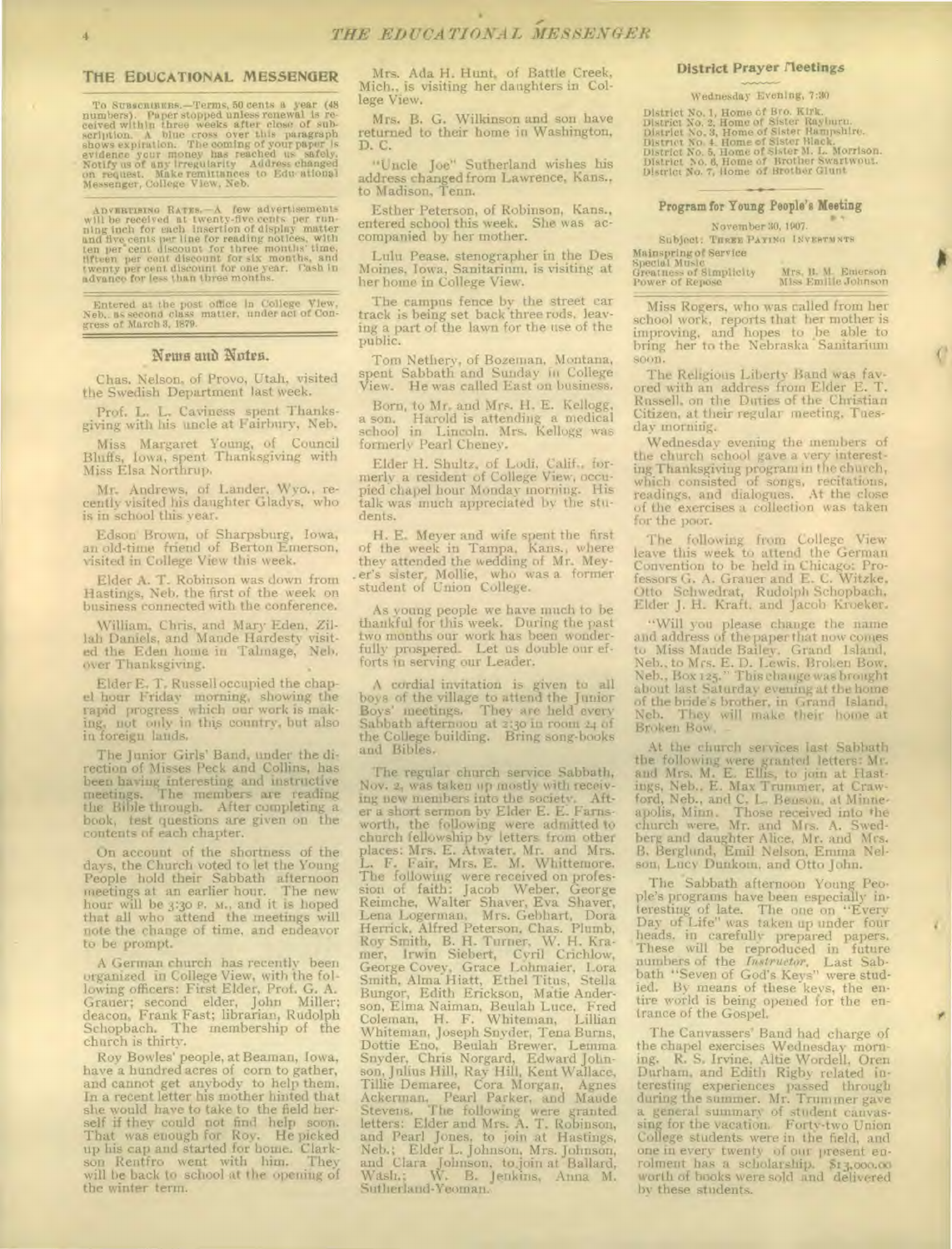## THE EDUCATIONAL MESSENGER

TO SUBSCRIBERS.—Terms, 50 cents a year (48 numbers). Paper stopped unless renewal is received within three weeks after close of subscription. A blue cross over this paragraph shows expiration. The coming of your paper is evidence your money has reached us safely. Notify us of any irregularity. Address changed on request. Make remittances to Educational Messenger, College View, Neb.

ADVERTISING RATES.—A few advertisements will be received at twenty-five cents per running inch for each insertion of display matter and five cents per line for reading notices, with ten per cent discount for three months' time, fifteen per cent discount for six months, and twenty per cent discount for one year. Cash in advance for less than three months.

Entered at the post office in College View, Neb., as second class matter, under act of Congress of March 3, 1879.

### News and Notes.

Chas. Nelson, of Provo, Utah, visited the Swedish Department last week.

Prof. L. L. Caviness spent Thanksgiving with his uncle at Fairbury, Neb.

Miss Margaret Young, of Council Bluffs, Iowa, spent Thanksgiving with Miss Elsa Northrup.

Mr. Andrews, of Lander, Wyo., recently visited his daughter Gladys, who is in school this year.

Edson Brown, of Sharpsburg, Iowa, an old-time friend of Berton Emerson, visited in College View this week.

Elder A. T. Robinson was down from Hastings, Neb. the first of the week on business connected with the conference.

William, Chris, and Mary Eden, Zillah Daniels, and Maude Hardesty visited the Eden home in Talmage, Neb. over Thanksgiving.

Elder E. T. Russell occupied the chapel hour Friday morning, showing the rapid progress which our work is making, not only in this country, but also in foreign lands.

The Junior Girls' Band, under the direction of Misses Peck and Collins, has been having interesting and instructive meetings. The members are reading the Bible through. After completing a book, test questions are given on the contents of each chapter.

On account of the shortness of the days, the Church voted to let the Young People hold their Sabbath afternoon meetings at an earlier hour. The new hour will be 3:30 P. M., and it is hoped that all who attend the meetings will note the change of time, and endeavor to be prompt.

A German church has recently been organized in College View, with the following officers: First Elder, Prof. G. A. Grauer; second elder, John Miller; deacon, Frank Fast; librarian, Rudolph Schopbach. The membership of the church is thirty.

Roy Bowles' people, at Beaman, Iowa, have a hundred acres of corn to gather, and cannot get anybody to help them. In a recent letter his mother hinted that she would have to take to the field herself if they could not find help soon. That was enough for Roy. He picked up his cap and started for home. Clarkson Rentfro went with him. They will be back to school at the opening of the winter term.

Mrs. Ada H. Hunt, of Battle Creek, Mich., is visiting her daughters in College View.

Mrs. B. G. Wilkinson and son have returned to their home in Washington, D. C.

"Uncle Joe" Sutherland wishes his address changed from Lawrence, Kans., to Madison, Tenn.

Esther Peterson, of Robinson, Kans., entered school this week. She was accompanied by her mother.

Lulu Pease, stenographer in the Des Moines, Iowa, Sanitarium, is visiting at her home in College View.

The campus fence by the street car track is being set back three rods, leaving a part of the lawn for the use of the public.

Tom Nethery, of Bozeman, Montana, spent Sabbath and Sunday in College View. He was called East on business.

Born, to Mr. and Mrs. H. E. Kellogg, a son. Harold is attending a medical school in Lincoln. Mrs. Kellogg was formerly Pearl Cheney.

Elder H. Shultz, of Lodi, Calif., formerly a resident of College View, occupied chapel hour Monday morning. His talk was much appreciated by the students.

H. E. Meyer and wife spent the first of the week in Tampa, Kans., where they attended the wedding of Mr. Meyer's sister, Mollie, who was a former student of Union College.

As young people we have much to be thankful for this week. During the past two months our work has been wonderfully prospered. Let us double our efforts in serving our Leader.

A cordial invitation is given to all boys of the village to attend the Junior Boys' meetings. They are held every Sabbath afternoon at 2:30 in room 24 of the College building. Bring song-books and Bibles.

The regular church service Sabbath, Nov. 2, was taken up mostly with receiving new members into the society. After a short sermon by Elder E. E. Farnsworth, the following were admitted to church fellowship by letters from other places: Mrs. E. Atwater, Mr. and Mrs. L. F. Fair, Mrs. E. M. Whittemore. The following were received on profession of faith: Jacob Weber, George Reimche, Walter Shaver, Eva Shaver, Lena Logerman, Mrs. Gebhart, Dora Herrick, Alfred Peterson, Chas. Plumb, Roy Smith, B. H. Turner, W. H. Kramer, Irwin Siebert, Cyril Crichlow, George Covey, Grace Lohmaier, Lora Smith, Alma Hiatt, Ethel Titus, Stella Bungor, Edith Erickson, Matie Anderson, Elma Naiman, Beulah Luce, Fred Coleman, H. F. Whiteman, Lillian Whiteman, Joseph Snyder, Tena Burns, Dottie Eno, Beulah Brewer, Lemma Snyder, Chris Norgard, Edward Johnson, Julius Hill, Ray Hill, Kent Wallace, Tillie Demaree, Cora Morgan, Agnes Ackerman, Pearl Parker, and Maude Stevens. The following were granted letters: Elder and Mrs. A. T. Robinson, and Pearl Jones, to join at Hastings, Neb.; Elder L. Johnson, Mrs. Johnson, and Clara Johnson, to join at Ballard, Wash.; W. B. Jenkins, Anna M. Sutherland-Yeoman.

### District Prayer Meetings

Wednesday Evening, 7:30

District No. 1, Home of Bro. Kirk.
District No. 2, Home of Sister Rayburn.
District No. 3, Home of Sister Hampshire.
District No. 4, Home of Sister Black.
District No. 5, Home of Sister M. L. Morrison.
District No. 6, Home of Brother Swartwout.
District No. 7, Home of Brother Glunt

### Program for Young People's Meeting

November 30, 1907.

Subject: THREE PAYING INVESTMENTS

Mainspring of Service
Special Music
Greatness of Simplicity — Mrs. B. M. Emerson
Power of Repose — Miss Emilie Johnson

Miss Rogers, who was called from her school work, reports that her mother is improving, and hopes to be able to bring her to the Nebraska Sanitarium soon.

The Religious Liberty Band was favored with an address from Elder E. T. Russell, on the Duties of the Christian Citizen, at their regular meeting, Tuesday morning.

Wednesday evening the members of the church school gave a very interesting Thanksgiving program in the church, which consisted of songs, recitations, readings, and dialogues. At the close of the exercises a collection was taken for the poor.

The following from College View leave this week to attend the German Convention to be held in Chicago: Professors G. A. Grauer and E. C. Witzke, Otto Schwedrat, Rudolph Schopbach, Elder J. H. Kraft, and Jacob Kroeker.

"Will you please change the name and address of the paper that now comes to Miss Maude Bailey, Grand Island, Neb., to Mrs. E. D. Lewis, Broken Bow, Neb., Box 125." This change was brought about last Saturday evening at the home of the bride's brother, in Grand Island, Neb. They will make their home at Broken Bow.

At the church services last Sabbath the following were granted letters: Mr. and Mrs. M. E. Ellis, to join at Hastings, Neb., E. Max Trummer, at Crawford, Neb., and C. L. Benson, at Minneapolis, Minn. Those received into the church were, Mr. and Mrs. A. Swedberg and daughter Alice, Mr. and Mrs. B. Berglund, Emil Nelson, Emma Nelson, Lucy Dunkom, and Otto John.

The Sabbath afternoon Young People's programs have been especially interesting of late. The one on "Every Day of Life" was taken up under four heads, in carefully prepared papers. These will be reproduced in future numbers of the *Instructor*. Last Sabbath "Seven of God's Keys" were studied. By means of these keys, the entire world is being opened for the entrance of the Gospel.

The Canvassers' Band had charge of the chapel exercises Wednesday morning. R. S. Irvine, Altie Wordell, Oren Durham, and Edith Rigby related interesting experiences passed through during the summer. Mr. Trummer gave a general summary of student canvassing for the vacation. Forty-two Union College students were in the field, and one in every twenty of our present enrolment has a scholarship. $13,000.00 worth of books were sold and delivered by these students.